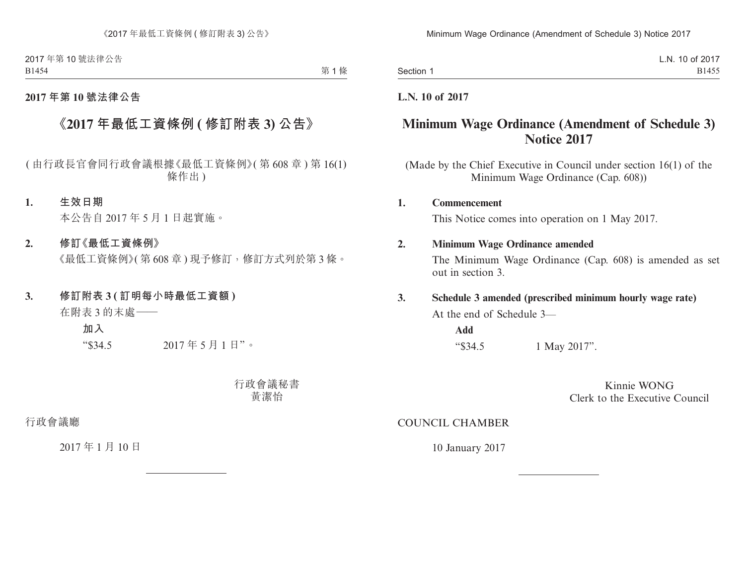**2017 年第 10 號法律公告**

# 《2017 年最低工資條例 ( 修訂附表 3) 公告》

( 由行政長官會同行政會議根據《最低工資條例》( 第 608 章 ) 第 16(1) 條作出 )

**1. 生效日期**

本公告自 2017 年 5 月 1 日起實施。

**2. 修訂《最低工資條例》**

《最低工資條例》( 第 608 章 ) 現予修訂，修訂方式列於第 3 條。

**3. 修訂附表 3 ( 訂明每小時最低工資額 )**

在附表 3 的末處——

**加入**

"$34.5 2017 年 5 月 1 日"。

行政會議秘書
黃潔怡

行政會議廳

2017 年 1 月 10 日

---

**L.N. 10 of 2017**

# Minimum Wage Ordinance (Amendment of Schedule 3) Notice 2017

(Made by the Chief Executive in Council under section 16(1) of the Minimum Wage Ordinance (Cap. 608))

**1. Commencement**

This Notice comes into operation on 1 May 2017.

**2. Minimum Wage Ordinance amended**

The Minimum Wage Ordinance (Cap. 608) is amended as set out in section 3.

**3. Schedule 3 amended (prescribed minimum hourly wage rate)**

At the end of Schedule 3—

**Add**

"$34.5 1 May 2017".

Kinnie WONG
Clerk to the Executive Council

COUNCIL CHAMBER

10 January 2017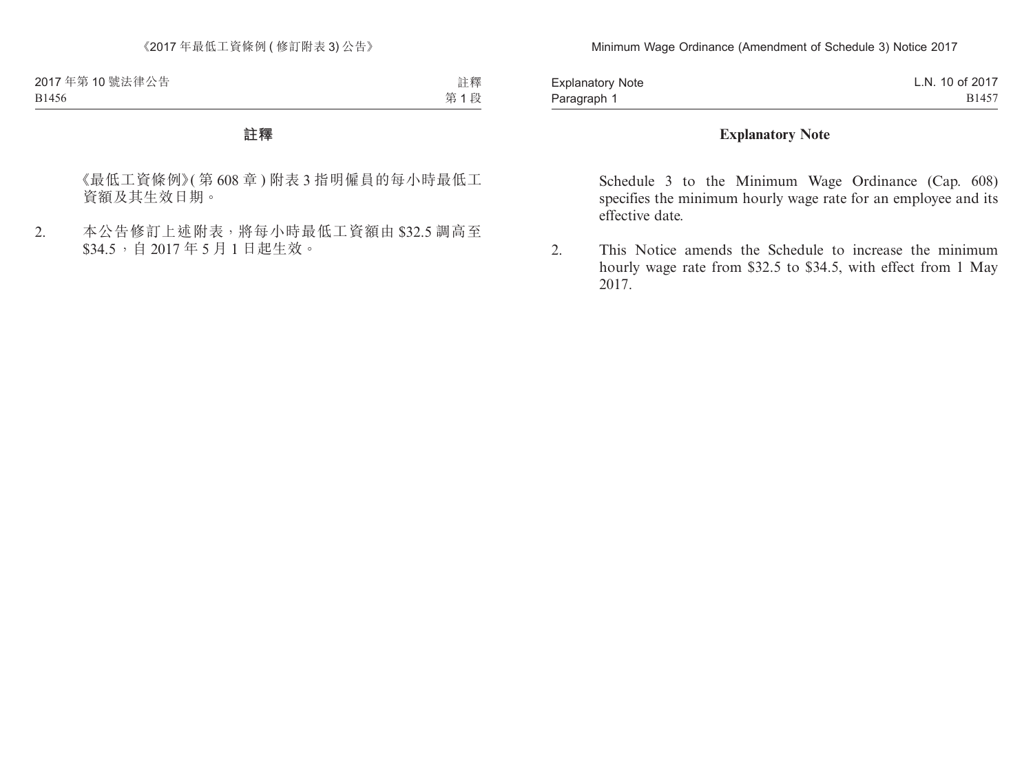## 註釋

《最低工資條例》(第 608 章) 附表 3 指明僱員的每小時最低工資額及其生效日期。

2. 本公告修訂上述附表，將每小時最低工資額由 $32.5 調高至 $34.5，自 2017 年 5 月 1 日起生效。

## Explanatory Note

Schedule 3 to the Minimum Wage Ordinance (Cap. 608) specifies the minimum hourly wage rate for an employee and its effective date.

2. This Notice amends the Schedule to increase the minimum hourly wage rate from $32.5 to $34.5, with effect from 1 May 2017.